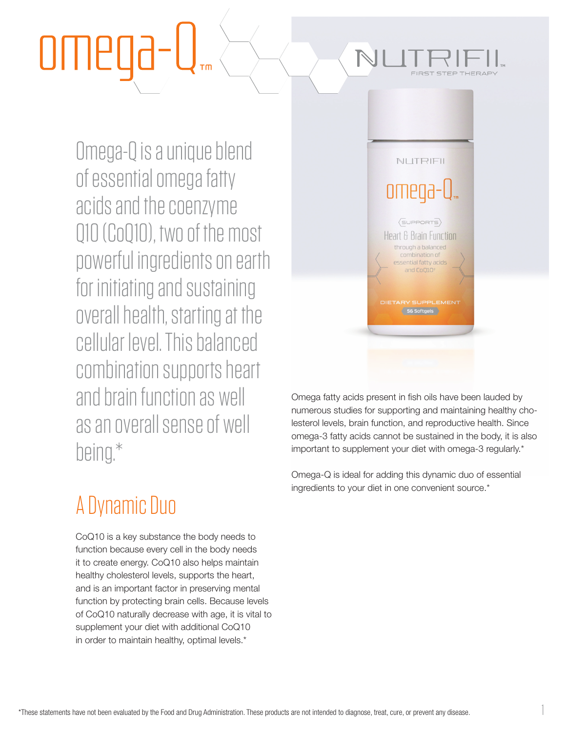# omega-Q™

NUTRIFII™
FIRST STEP THERAPY

Omega-Q is a unique blend of essential omega fatty acids and the coenzyme Q10 (CoQ10), two of the most powerful ingredients on earth for initiating and sustaining overall health, starting at the cellular level. This balanced combination supports heart and brain function as well as an overall sense of well being.*

## A Dynamic Duo

CoQ10 is a key substance the body needs to function because every cell in the body needs it to create energy. CoQ10 also helps maintain healthy cholesterol levels, supports the heart, and is an important factor in preserving mental function by protecting brain cells. Because levels of CoQ10 naturally decrease with age, it is vital to supplement your diet with additional CoQ10 in order to maintain healthy, optimal levels.*

Omega fatty acids present in fish oils have been lauded by numerous studies for supporting and maintaining healthy cholesterol levels, brain function, and reproductive health. Since omega-3 fatty acids cannot be sustained in the body, it is also important to supplement your diet with omega-3 regularly.*

Omega-Q is ideal for adding this dynamic duo of essential ingredients to your diet in one convenient source.*

*These statements have not been evaluated by the Food and Drug Administration. These products are not intended to diagnose, treat, cure, or prevent any disease.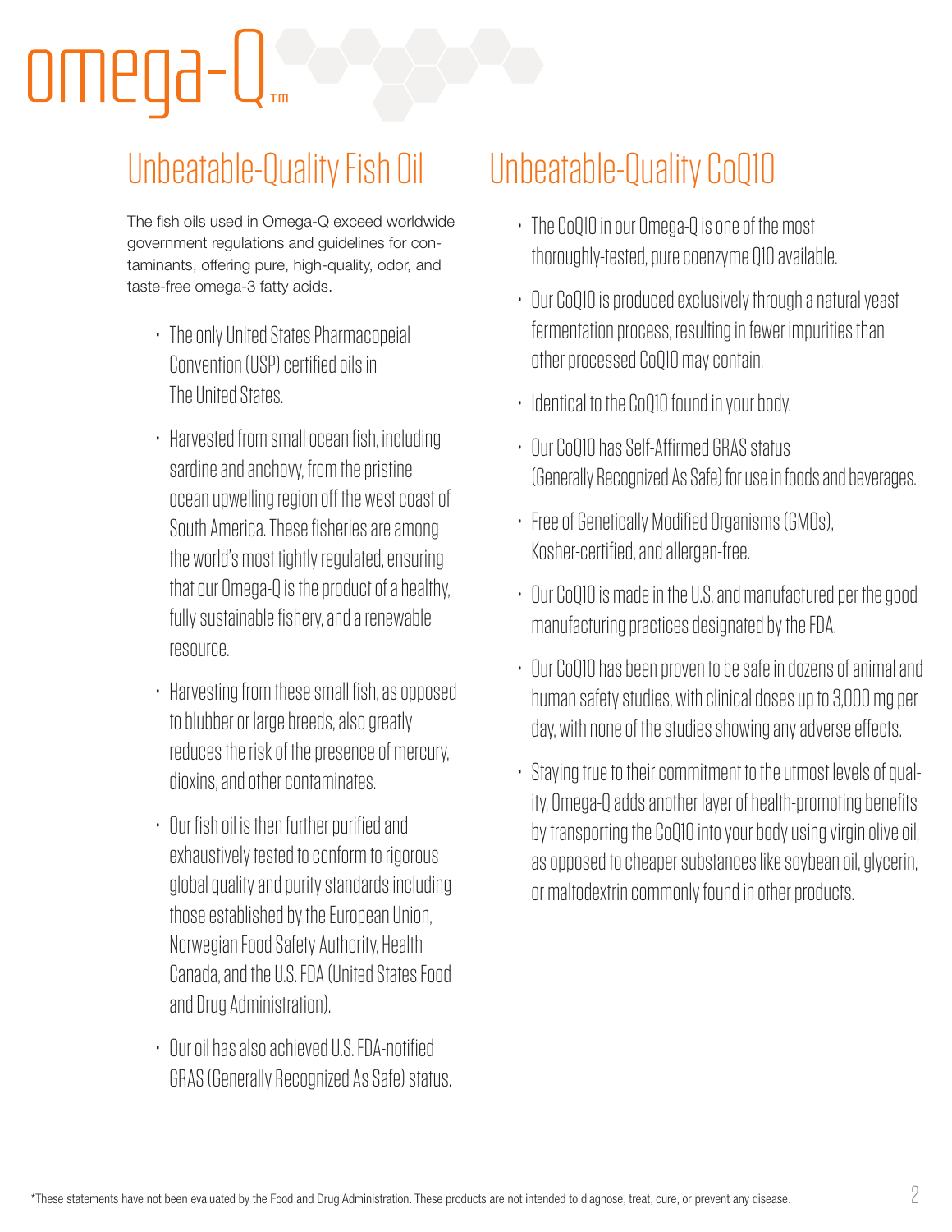# omega-Q™

## Unbeatable-Quality Fish Oil

The fish oils used in Omega-Q exceed worldwide government regulations and guidelines for contaminants, offering pure, high-quality, odor, and taste-free omega-3 fatty acids.

- The only United States Pharmacopeial Convention (USP) certified oils in The United States.
- Harvested from small ocean fish, including sardine and anchovy, from the pristine ocean upwelling region off the west coast of South America. These fisheries are among the world's most tightly regulated, ensuring that our Omega-Q is the product of a healthy, fully sustainable fishery, and a renewable resource.
- Harvesting from these small fish, as opposed to blubber or large breeds, also greatly reduces the risk of the presence of mercury, dioxins, and other contaminates.
- Our fish oil is then further purified and exhaustively tested to conform to rigorous global quality and purity standards including those established by the European Union, Norwegian Food Safety Authority, Health Canada, and the U.S. FDA (United States Food and Drug Administration).
- Our oil has also achieved U.S. FDA-notified GRAS (Generally Recognized As Safe) status.

## Unbeatable-Quality CoQ10

- The CoQ10 in our Omega-Q is one of the most thoroughly-tested, pure coenzyme Q10 available.
- Our CoQ10 is produced exclusively through a natural yeast fermentation process, resulting in fewer impurities than other processed CoQ10 may contain.
- Identical to the CoQ10 found in your body.
- Our CoQ10 has Self-Affirmed GRAS status (Generally Recognized As Safe) for use in foods and beverages.
- Free of Genetically Modified Organisms (GMOs), Kosher-certified, and allergen-free.
- Our CoQ10 is made in the U.S. and manufactured per the good manufacturing practices designated by the FDA.
- Our CoQ10 has been proven to be safe in dozens of animal and human safety studies, with clinical doses up to 3,000 mg per day, with none of the studies showing any adverse effects.
- Staying true to their commitment to the utmost levels of quality, Omega-Q adds another layer of health-promoting benefits by transporting the CoQ10 into your body using virgin olive oil, as opposed to cheaper substances like soybean oil, glycerin, or maltodextrin commonly found in other products.

*These statements have not been evaluated by the Food and Drug Administration. These products are not intended to diagnose, treat, cure, or prevent any disease.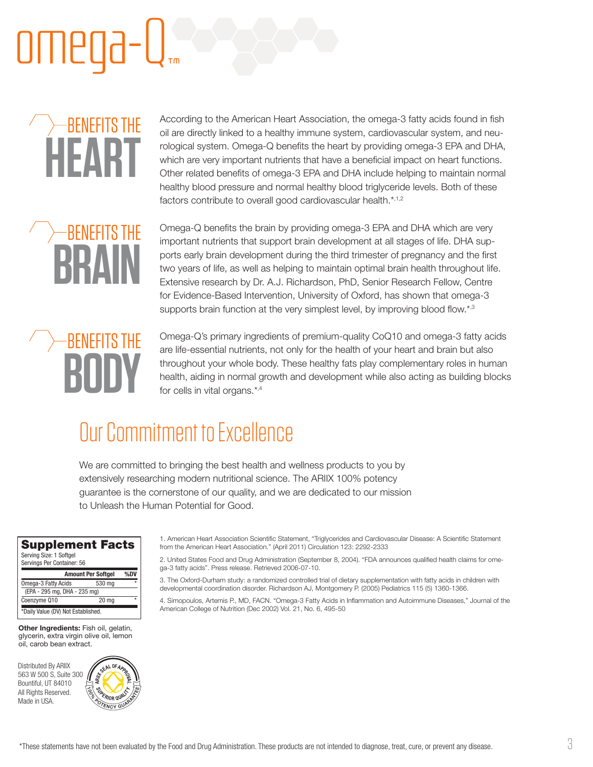# omega-Q™

## BENEFITS THE HEART

According to the American Heart Association, the omega-3 fatty acids found in fish oil are directly linked to a healthy immune system, cardiovascular system, and neurological system. Omega-Q benefits the heart by providing omega-3 EPA and DHA, which are very important nutrients that have a beneficial impact on heart functions. Other related benefits of omega-3 EPA and DHA include helping to maintain normal healthy blood pressure and normal healthy blood triglyceride levels. Both of these factors contribute to overall good cardiovascular health.*[1,2]

## BENEFITS THE BRAIN

Omega-Q benefits the brain by providing omega-3 EPA and DHA which are very important nutrients that support brain development at all stages of life. DHA supports early brain development during the third trimester of pregnancy and the first two years of life, as well as helping to maintain optimal brain health throughout life. Extensive research by Dr. A.J. Richardson, PhD, Senior Research Fellow, Centre for Evidence-Based Intervention, University of Oxford, has shown that omega-3 supports brain function at the very simplest level, by improving blood flow.*[3]

## BENEFITS THE BODY

Omega-Q's primary ingredients of premium-quality CoQ10 and omega-3 fatty acids are life-essential nutrients, not only for the health of your heart and brain but also throughout your whole body. These healthy fats play complementary roles in human health, aiding in normal growth and development while also acting as building blocks for cells in vital organs.*[4]

## Our Commitment to Excellence

We are committed to bringing the best health and wellness products to you by extensively researching modern nutritional science. The ARIIX 100% potency guarantee is the cornerstone of our quality, and we are dedicated to our mission to Unleash the Human Potential for Good.

**Supplement Facts**

Serving Size: 1 Softgel
Servings Per Container: 56

| | Amount Per Softgel | %DV |
|---|---|---|
| Omega-3 Fatty Acids | 530 mg | * |
| (EPA - 295 mg, DHA - 235 mg) | | |
| Coenzyme Q10 | 20 mg | * |

*Daily Value (DV) Not Established.

**Other Ingredients:** Fish oil, gelatin, glycerin, extra virgin olive oil, lemon oil, carob bean extract.

Distributed By ARIIX
563 W 500 S, Suite 300
Bountiful, UT 84010
All Rights Reserved.
Made in USA.

ARIIX SEAL OF APPROVAL · SUPERIOR QUALITY · 100% POTENCY GUARANTEE

1. American Heart Association Scientific Statement, "Triglycerides and Cardiovascular Disease: A Scientific Statement from the American Heart Association." (April 2011) Circulation 123: 2292-2333

2. United States Food and Drug Administration (September 8, 2004). "FDA announces qualified health claims for omega-3 fatty acids". Press release. Retrieved 2006-07-10.

3. The Oxford-Durham study: a randomized controlled trial of dietary supplementation with fatty acids in children with developmental coordination disorder. Richardson AJ, Montgomery P. (2005) Pediatrics 115 (5) 1360-1366.

4. Simopoulos, Artemis P., MD, FACN. "Omega-3 Fatty Acids in Inflammation and Autoimmune Diseases," Journal of the American College of Nutrition (Dec 2002) Vol. 21, No. 6, 495-50

*These statements have not been evaluated by the Food and Drug Administration. These products are not intended to diagnose, treat, cure, or prevent any disease.